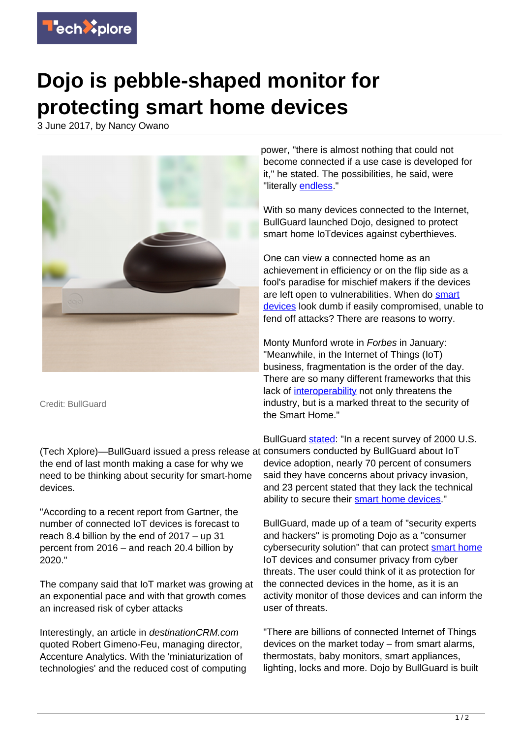# Dojo is pebble-shaped monitor for protecting smart home devices

3 June 2017, by Nancy Owano

Credit: BullGuard

(Tech Xplore)—BullGuard issued a press release at the end of last month making a case for why we need to be thinking about security for smart-home devices.

"According to a recent report from Gartner, the number of connected IoT devices is forecast to reach 8.4 billion by the end of 2017 – up 31 percent from 2016 – and reach 20.4 billion by 2020."

The company said that IoT market was growing at an exponential pace and with that growth comes an increased risk of cyber attacks

Interestingly, an article in *destinationCRM.com* quoted Robert Gimeno-Feu, managing director, Accenture Analytics. With the 'miniaturization of technologies' and the reduced cost of computing power, "there is almost nothing that could not become connected if a use case is developed for it," he stated. The possibilities, he said, were "literally endless."

With so many devices connected to the Internet, BullGuard launched Dojo, designed to protect smart home IoTdevices against cyberthieves.

One can view a connected home as an achievement in efficiency or on the flip side as a fool's paradise for mischief makers if the devices are left open to vulnerabilities. When do smart devices look dumb if easily compromised, unable to fend off attacks? There are reasons to worry.

Monty Munford wrote in *Forbes* in January: "Meanwhile, in the Internet of Things (IoT) business, fragmentation is the order of the day. There are so many different frameworks that this lack of interoperability not only threatens the industry, but is a marked threat to the security of the Smart Home."

BullGuard stated: "In a recent survey of 2000 U.S. consumers conducted by BullGuard about IoT device adoption, nearly 70 percent of consumers said they have concerns about privacy invasion, and 23 percent stated that they lack the technical ability to secure their smart home devices."

BullGuard, made up of a team of "security experts and hackers" is promoting Dojo as a "consumer cybersecurity solution" that can protect smart home IoT devices and consumer privacy from cyber threats. The user could think of it as protection for the connected devices in the home, as it is an activity monitor of those devices and can inform the user of threats.

"There are billions of connected Internet of Things devices on the market today – from smart alarms, thermostats, baby monitors, smart appliances, lighting, locks and more. Dojo by BullGuard is built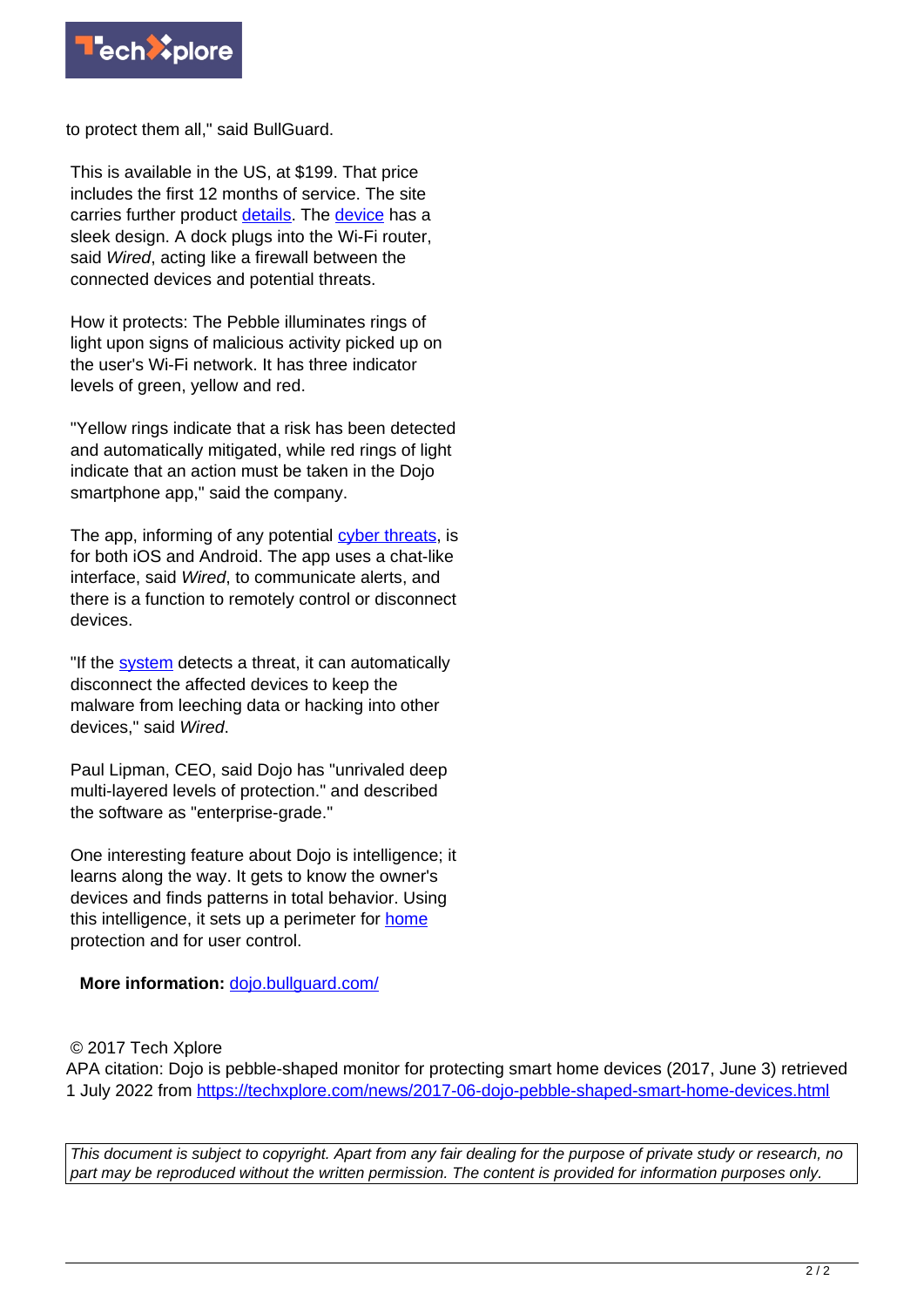to protect them all," said BullGuard.

This is available in the US, at $199. That price includes the first 12 months of service. The site carries further product details. The device has a sleek design. A dock plugs into the Wi-Fi router, said *Wired*, acting like a firewall between the connected devices and potential threats.

How it protects: The Pebble illuminates rings of light upon signs of malicious activity picked up on the user's Wi-Fi network. It has three indicator levels of green, yellow and red.

"Yellow rings indicate that a risk has been detected and automatically mitigated, while red rings of light indicate that an action must be taken in the Dojo smartphone app," said the company.

The app, informing of any potential cyber threats, is for both iOS and Android. The app uses a chat-like interface, said *Wired*, to communicate alerts, and there is a function to remotely control or disconnect devices.

"If the system detects a threat, it can automatically disconnect the affected devices to keep the malware from leeching data or hacking into other devices," said *Wired*.

Paul Lipman, CEO, said Dojo has "unrivaled deep multi-layered levels of protection." and described the software as "enterprise-grade."

One interesting feature about Dojo is intelligence; it learns along the way. It gets to know the owner's devices and finds patterns in total behavior. Using this intelligence, it sets up a perimeter for home protection and for user control.

**More information:** dojo.bullguard.com/

© 2017 Tech Xplore
APA citation: Dojo is pebble-shaped monitor for protecting smart home devices (2017, June 3) retrieved 1 July 2022 from https://techxplore.com/news/2017-06-dojo-pebble-shaped-smart-home-devices.html

*This document is subject to copyright. Apart from any fair dealing for the purpose of private study or research, no part may be reproduced without the written permission. The content is provided for information purposes only.*